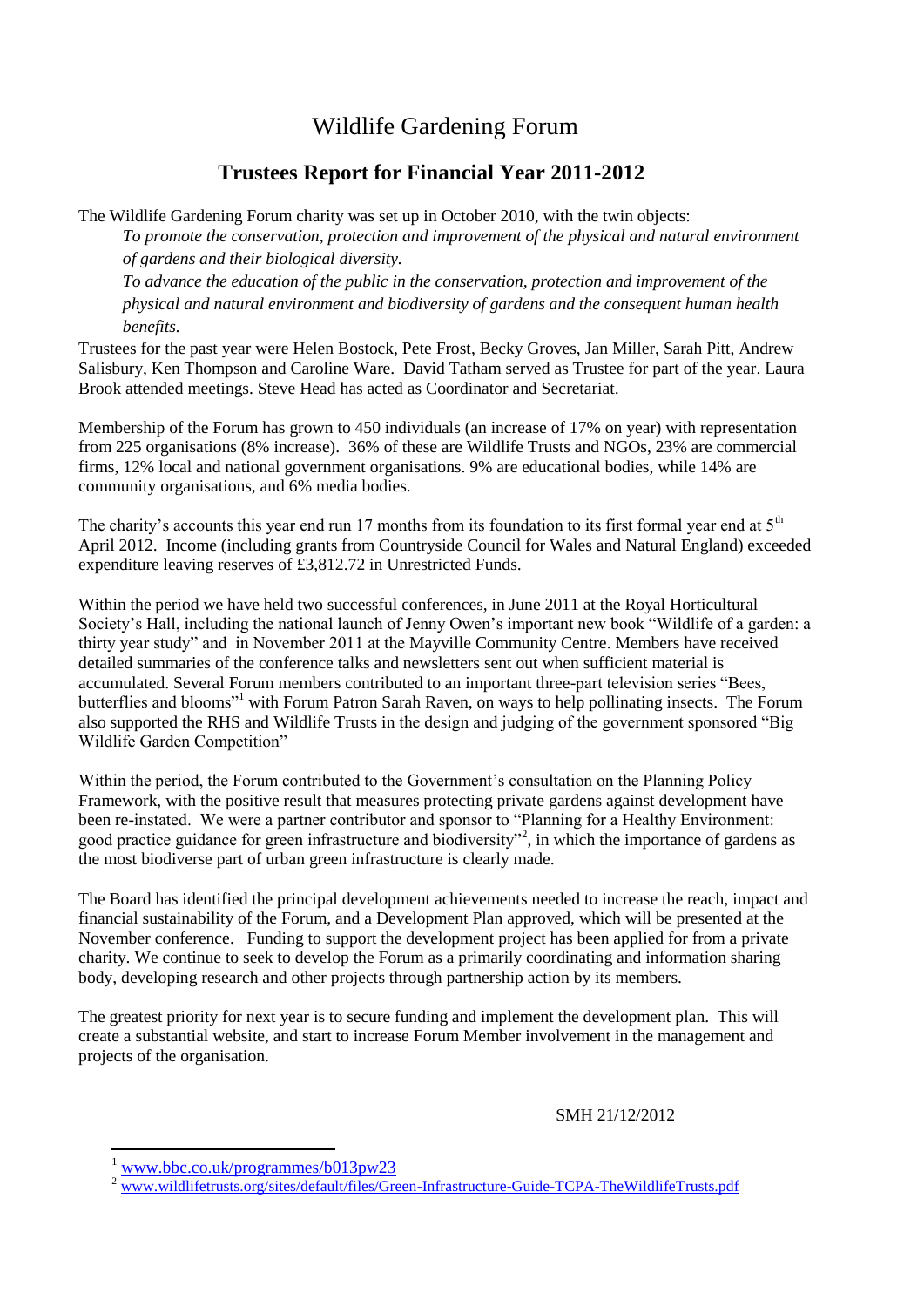# Wildlife Gardening Forum

## Trustees Report for Financial Year 2011-2012

The Wildlife Gardening Forum charity was set up in October 2010, with the twin objects:

*To promote the conservation, protection and improvement of the physical and natural environment of gardens and their biological diversity.*

*To advance the education of the public in the conservation, protection and improvement of the physical and natural environment and biodiversity of gardens and the consequent human health benefits.*

Trustees for the past year were Helen Bostock, Pete Frost, Becky Groves, Jan Miller, Sarah Pitt, Andrew Salisbury, Ken Thompson and Caroline Ware. David Tatham served as Trustee for part of the year. Laura Brook attended meetings. Steve Head has acted as Coordinator and Secretariat.

Membership of the Forum has grown to 450 individuals (an increase of 17% on year) with representation from 225 organisations (8% increase). 36% of these are Wildlife Trusts and NGOs, 23% are commercial firms, 12% local and national government organisations. 9% are educational bodies, while 14% are community organisations, and 6% media bodies.

The charity's accounts this year end run 17 months from its foundation to its first formal year end at 5th April 2012. Income (including grants from Countryside Council for Wales and Natural England) exceeded expenditure leaving reserves of £3,812.72 in Unrestricted Funds.

Within the period we have held two successful conferences, in June 2011 at the Royal Horticultural Society's Hall, including the national launch of Jenny Owen's important new book "Wildlife of a garden: a thirty year study" and in November 2011 at the Mayville Community Centre. Members have received detailed summaries of the conference talks and newsletters sent out when sufficient material is accumulated. Several Forum members contributed to an important three-part television series "Bees, butterflies and blooms"[1] with Forum Patron Sarah Raven, on ways to help pollinating insects. The Forum also supported the RHS and Wildlife Trusts in the design and judging of the government sponsored "Big Wildlife Garden Competition"

Within the period, the Forum contributed to the Government's consultation on the Planning Policy Framework, with the positive result that measures protecting private gardens against development have been re-instated. We were a partner contributor and sponsor to "Planning for a Healthy Environment: good practice guidance for green infrastructure and biodiversity"[2], in which the importance of gardens as the most biodiverse part of urban green infrastructure is clearly made.

The Board has identified the principal development achievements needed to increase the reach, impact and financial sustainability of the Forum, and a Development Plan approved, which will be presented at the November conference. Funding to support the development project has been applied for from a private charity. We continue to seek to develop the Forum as a primarily coordinating and information sharing body, developing research and other projects through partnership action by its members.

The greatest priority for next year is to secure funding and implement the development plan. This will create a substantial website, and start to increase Forum Member involvement in the management and projects of the organisation.

SMH 21/12/2012

---

[1] www.bbc.co.uk/programmes/b013pw23

[2] www.wildlifetrusts.org/sites/default/files/Green-Infrastructure-Guide-TCPA-TheWildlifeTrusts.pdf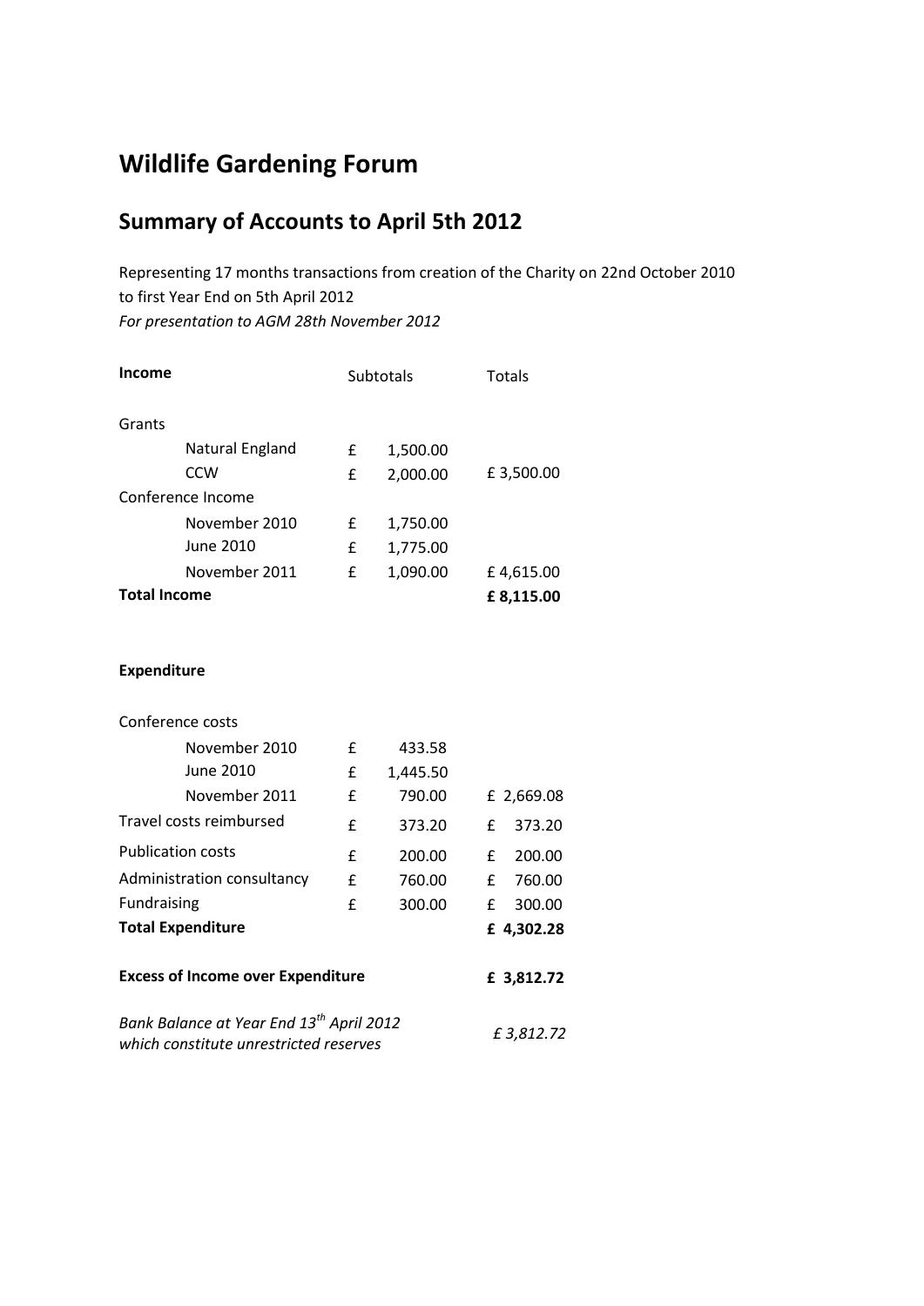# Wildlife Gardening Forum

## Summary of Accounts to April 5th 2012

Representing 17 months transactions from creation of the Charity on 22nd October 2010 to first Year End on 5th April 2012
*For presentation to AGM 28th November 2012*

| **Income** | | Subtotals | Totals |
|---|---|---|---|
| Grants | | | |
| | Natural England | £ 1,500.00 | |
| | CCW | £ 2,000.00 | £ 3,500.00 |
| Conference Income | | | |
| | November 2010 | £ 1,750.00 | |
| | June 2010 | £ 1,775.00 | |
| | November 2011 | £ 1,090.00 | £ 4,615.00 |
| **Total Income** | | | **£ 8,115.00** |

| **Expenditure** | | | |
|---|---|---|---|
| Conference costs | | | |
| | November 2010 | £ 433.58 | |
| | June 2010 | £ 1,445.50 | |
| | November 2011 | £ 790.00 | £ 2,669.08 |
| Travel costs reimbursed | | £ 373.20 | £ 373.20 |
| Publication costs | | £ 200.00 | £ 200.00 |
| Administration consultancy | | £ 760.00 | £ 760.00 |
| Fundraising | | £ 300.00 | £ 300.00 |
| **Total Expenditure** | | | **£ 4,302.28** |
| **Excess of Income over Expenditure** | | | **£ 3,812.72** |
| *Bank Balance at Year End 13th April 2012 which constitute unrestricted reserves* | | | *£ 3,812.72* |